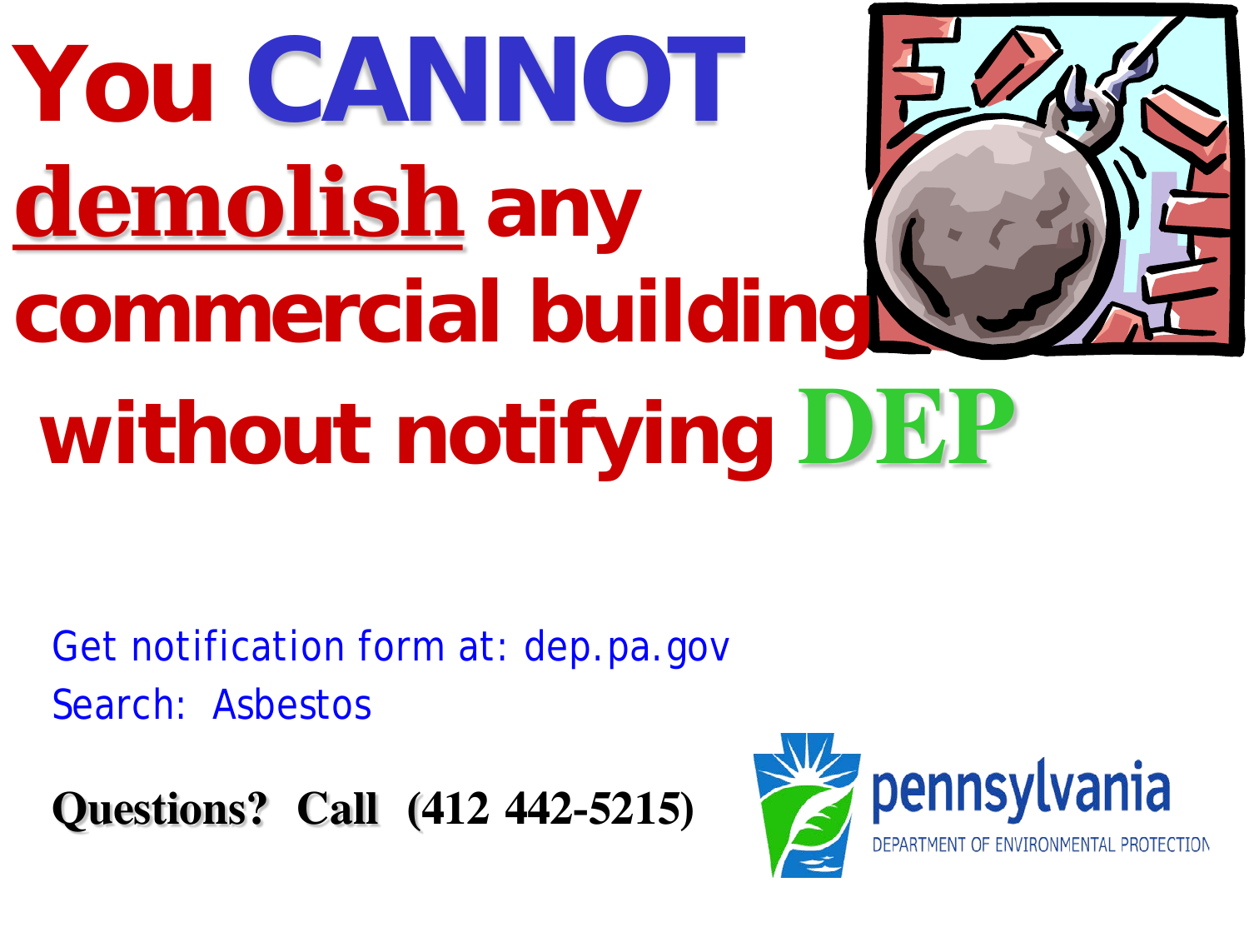# You **CANNOT** demolish any commercial building without notifying DEP

Get notification form at: dep.pa.gov
Search: Asbestos

**Questions? Call (412 442-5215)**

pennsylvania
DEPARTMENT OF ENVIRONMENTAL PROTECTION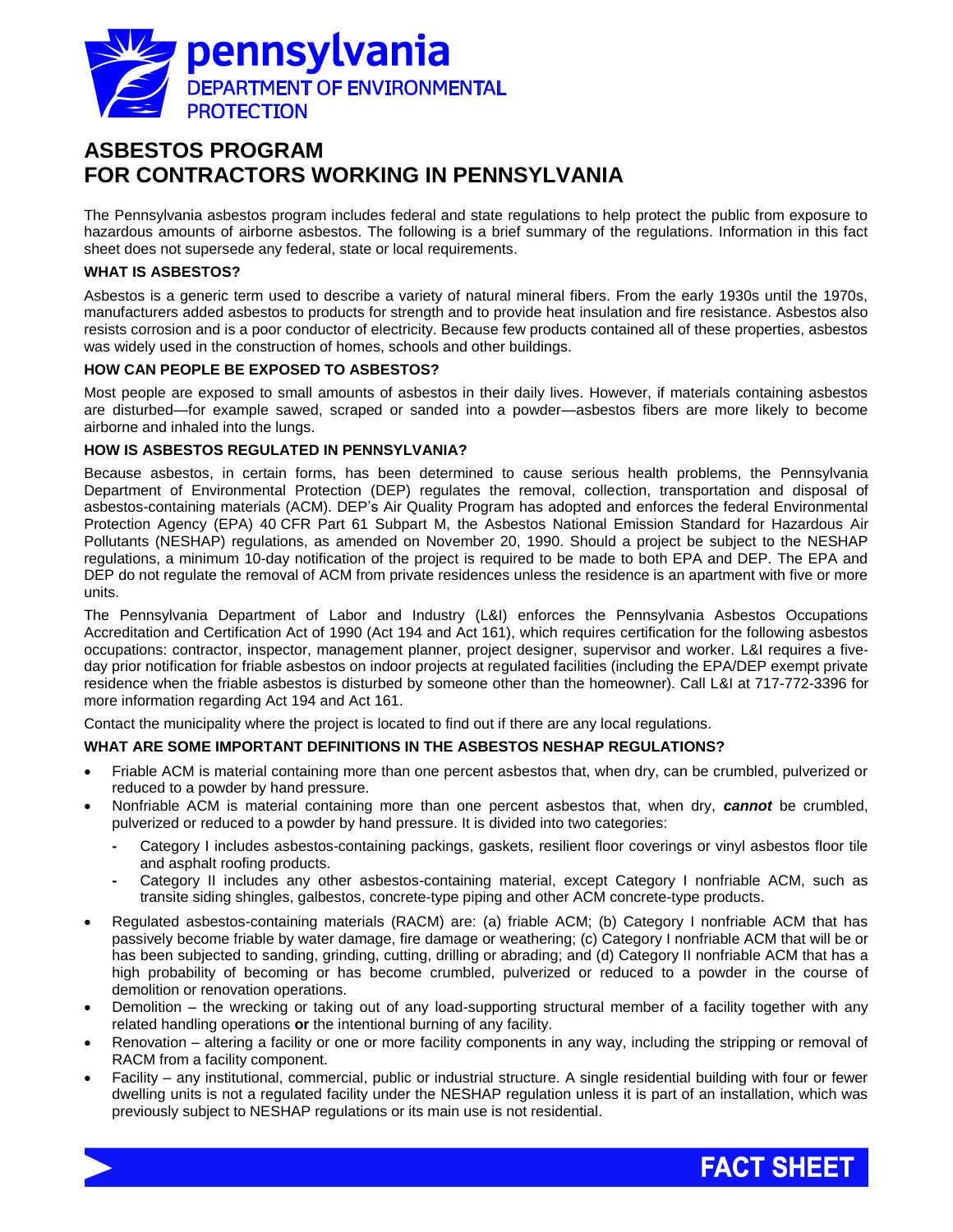# ASBESTOS PROGRAM FOR CONTRACTORS WORKING IN PENNSYLVANIA

The Pennsylvania asbestos program includes federal and state regulations to help protect the public from exposure to hazardous amounts of airborne asbestos. The following is a brief summary of the regulations. Information in this fact sheet does not supersede any federal, state or local requirements.

### WHAT IS ASBESTOS?

Asbestos is a generic term used to describe a variety of natural mineral fibers. From the early 1930s until the 1970s, manufacturers added asbestos to products for strength and to provide heat insulation and fire resistance. Asbestos also resists corrosion and is a poor conductor of electricity. Because few products contained all of these properties, asbestos was widely used in the construction of homes, schools and other buildings.

### HOW CAN PEOPLE BE EXPOSED TO ASBESTOS?

Most people are exposed to small amounts of asbestos in their daily lives. However, if materials containing asbestos are disturbed—for example sawed, scraped or sanded into a powder—asbestos fibers are more likely to become airborne and inhaled into the lungs.

### HOW IS ASBESTOS REGULATED IN PENNSYLVANIA?

Because asbestos, in certain forms, has been determined to cause serious health problems, the Pennsylvania Department of Environmental Protection (DEP) regulates the removal, collection, transportation and disposal of asbestos-containing materials (ACM). DEP's Air Quality Program has adopted and enforces the federal Environmental Protection Agency (EPA) 40 CFR Part 61 Subpart M, the Asbestos National Emission Standard for Hazardous Air Pollutants (NESHAP) regulations, as amended on November 20, 1990. Should a project be subject to the NESHAP regulations, a minimum 10-day notification of the project is required to be made to both EPA and DEP. The EPA and DEP do not regulate the removal of ACM from private residences unless the residence is an apartment with five or more units.

The Pennsylvania Department of Labor and Industry (L&I) enforces the Pennsylvania Asbestos Occupations Accreditation and Certification Act of 1990 (Act 194 and Act 161), which requires certification for the following asbestos occupations: contractor, inspector, management planner, project designer, supervisor and worker. L&I requires a five-day prior notification for friable asbestos on indoor projects at regulated facilities (including the EPA/DEP exempt private residence when the friable asbestos is disturbed by someone other than the homeowner). Call L&I at 717-772-3396 for more information regarding Act 194 and Act 161.

Contact the municipality where the project is located to find out if there are any local regulations.

### WHAT ARE SOME IMPORTANT DEFINITIONS IN THE ASBESTOS NESHAP REGULATIONS?

- Friable ACM is material containing more than one percent asbestos that, when dry, can be crumbled, pulverized or reduced to a powder by hand pressure.
- Nonfriable ACM is material containing more than one percent asbestos that, when dry, ***cannot*** be crumbled, pulverized or reduced to a powder by hand pressure. It is divided into two categories:
  - Category I includes asbestos-containing packings, gaskets, resilient floor coverings or vinyl asbestos floor tile and asphalt roofing products.
  - Category II includes any other asbestos-containing material, except Category I nonfriable ACM, such as transite siding shingles, galbestos, concrete-type piping and other ACM concrete-type products.
- Regulated asbestos-containing materials (RACM) are: (a) friable ACM; (b) Category I nonfriable ACM that has passively become friable by water damage, fire damage or weathering; (c) Category I nonfriable ACM that will be or has been subjected to sanding, grinding, cutting, drilling or abrading; and (d) Category II nonfriable ACM that has a high probability of becoming or has become crumbled, pulverized or reduced to a powder in the course of demolition or renovation operations.
- Demolition – the wrecking or taking out of any load-supporting structural member of a facility together with any related handling operations **or** the intentional burning of any facility.
- Renovation – altering a facility or one or more facility components in any way, including the stripping or removal of RACM from a facility component.
- Facility – any institutional, commercial, public or industrial structure. A single residential building with four or fewer dwelling units is not a regulated facility under the NESHAP regulation unless it is part of an installation, which was previously subject to NESHAP regulations or its main use is not residential.

FACT SHEET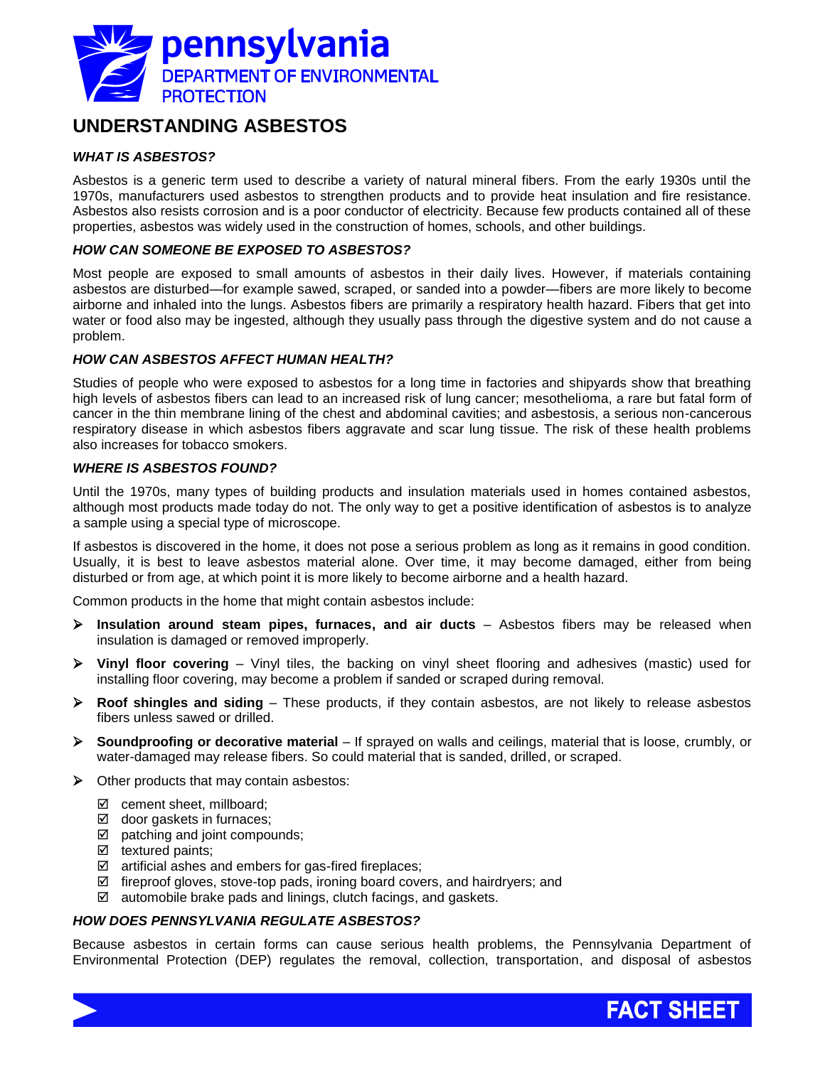pennsylvania
DEPARTMENT OF ENVIRONMENTAL PROTECTION

# UNDERSTANDING ASBESTOS

### *WHAT IS ASBESTOS?*

Asbestos is a generic term used to describe a variety of natural mineral fibers. From the early 1930s until the 1970s, manufacturers used asbestos to strengthen products and to provide heat insulation and fire resistance. Asbestos also resists corrosion and is a poor conductor of electricity. Because few products contained all of these properties, asbestos was widely used in the construction of homes, schools, and other buildings.

### *HOW CAN SOMEONE BE EXPOSED TO ASBESTOS?*

Most people are exposed to small amounts of asbestos in their daily lives. However, if materials containing asbestos are disturbed—for example sawed, scraped, or sanded into a powder—fibers are more likely to become airborne and inhaled into the lungs. Asbestos fibers are primarily a respiratory health hazard. Fibers that get into water or food also may be ingested, although they usually pass through the digestive system and do not cause a problem.

### *HOW CAN ASBESTOS AFFECT HUMAN HEALTH?*

Studies of people who were exposed to asbestos for a long time in factories and shipyards show that breathing high levels of asbestos fibers can lead to an increased risk of lung cancer; mesothelioma, a rare but fatal form of cancer in the thin membrane lining of the chest and abdominal cavities; and asbestosis, a serious non-cancerous respiratory disease in which asbestos fibers aggravate and scar lung tissue. The risk of these health problems also increases for tobacco smokers.

### *WHERE IS ASBESTOS FOUND?*

Until the 1970s, many types of building products and insulation materials used in homes contained asbestos, although most products made today do not. The only way to get a positive identification of asbestos is to analyze a sample using a special type of microscope.

If asbestos is discovered in the home, it does not pose a serious problem as long as it remains in good condition. Usually, it is best to leave asbestos material alone. Over time, it may become damaged, either from being disturbed or from age, at which point it is more likely to become airborne and a health hazard.

Common products in the home that might contain asbestos include:

- **Insulation around steam pipes, furnaces, and air ducts** – Asbestos fibers may be released when insulation is damaged or removed improperly.
- **Vinyl floor covering** – Vinyl tiles, the backing on vinyl sheet flooring and adhesives (mastic) used for installing floor covering, may become a problem if sanded or scraped during removal.
- **Roof shingles and siding** – These products, if they contain asbestos, are not likely to release asbestos fibers unless sawed or drilled.
- **Soundproofing or decorative material** – If sprayed on walls and ceilings, material that is loose, crumbly, or water-damaged may release fibers. So could material that is sanded, drilled, or scraped.
- Other products that may contain asbestos:
  - ☑ cement sheet, millboard;
  - ☑ door gaskets in furnaces;
  - ☑ patching and joint compounds;
  - ☑ textured paints;
  - ☑ artificial ashes and embers for gas-fired fireplaces;
  - ☑ fireproof gloves, stove-top pads, ironing board covers, and hairdryers; and
  - ☑ automobile brake pads and linings, clutch facings, and gaskets.

### *HOW DOES PENNSYLVANIA REGULATE ASBESTOS?*

Because asbestos in certain forms can cause serious health problems, the Pennsylvania Department of Environmental Protection (DEP) regulates the removal, collection, transportation, and disposal of asbestos

FACT SHEET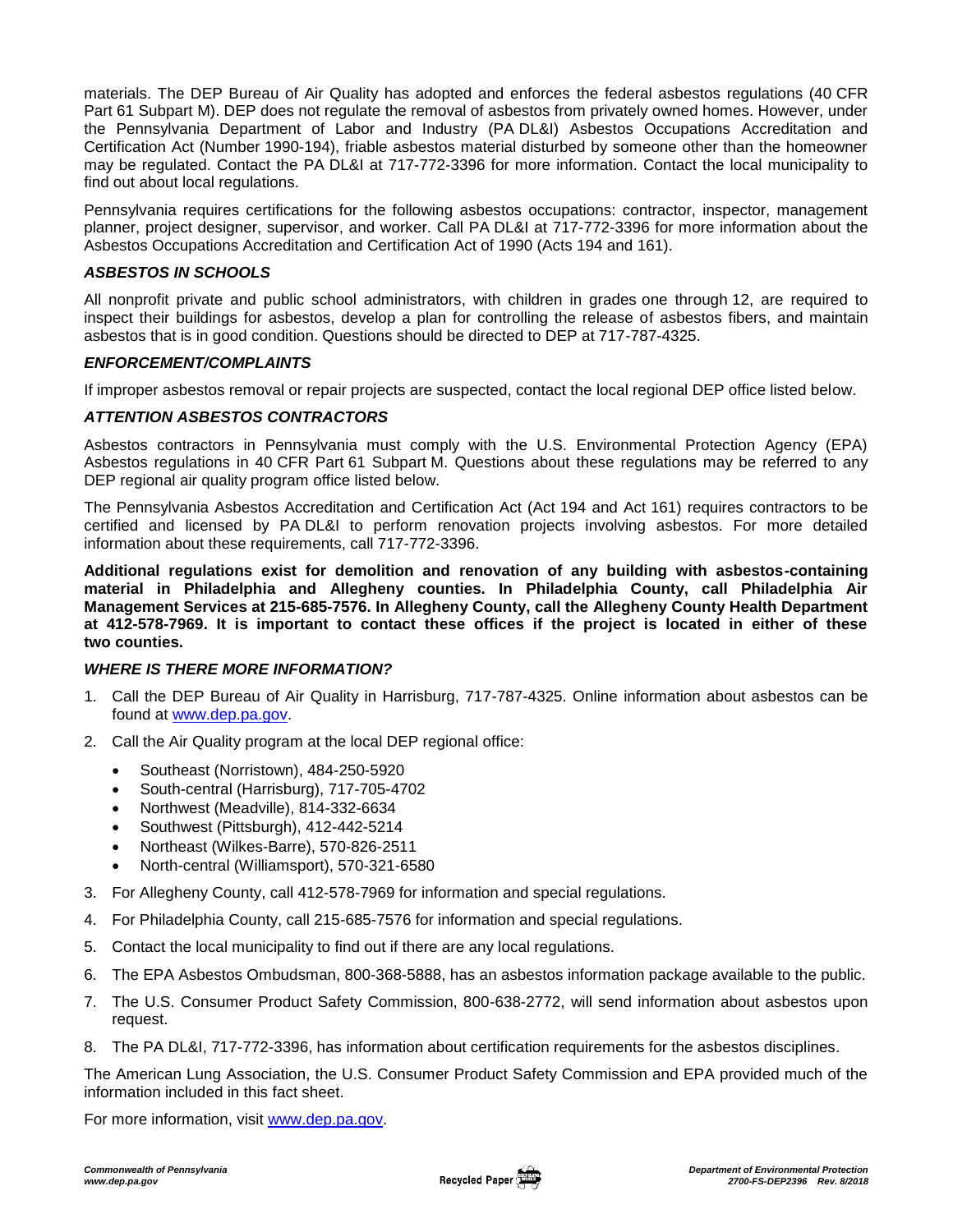materials. The DEP Bureau of Air Quality has adopted and enforces the federal asbestos regulations (40 CFR Part 61 Subpart M). DEP does not regulate the removal of asbestos from privately owned homes. However, under the Pennsylvania Department of Labor and Industry (PA DL&I) Asbestos Occupations Accreditation and Certification Act (Number 1990-194), friable asbestos material disturbed by someone other than the homeowner may be regulated. Contact the PA DL&I at 717-772-3396 for more information. Contact the local municipality to find out about local regulations.

Pennsylvania requires certifications for the following asbestos occupations: contractor, inspector, management planner, project designer, supervisor, and worker. Call PA DL&I at 717-772-3396 for more information about the Asbestos Occupations Accreditation and Certification Act of 1990 (Acts 194 and 161).

### *ASBESTOS IN SCHOOLS*

All nonprofit private and public school administrators, with children in grades one through 12, are required to inspect their buildings for asbestos, develop a plan for controlling the release of asbestos fibers, and maintain asbestos that is in good condition. Questions should be directed to DEP at 717-787-4325.

### *ENFORCEMENT/COMPLAINTS*

If improper asbestos removal or repair projects are suspected, contact the local regional DEP office listed below.

### *ATTENTION ASBESTOS CONTRACTORS*

Asbestos contractors in Pennsylvania must comply with the U.S. Environmental Protection Agency (EPA) Asbestos regulations in 40 CFR Part 61 Subpart M. Questions about these regulations may be referred to any DEP regional air quality program office listed below.

The Pennsylvania Asbestos Accreditation and Certification Act (Act 194 and Act 161) requires contractors to be certified and licensed by PA DL&I to perform renovation projects involving asbestos. For more detailed information about these requirements, call 717-772-3396.

**Additional regulations exist for demolition and renovation of any building with asbestos-containing material in Philadelphia and Allegheny counties. In Philadelphia County, call Philadelphia Air Management Services at 215-685-7576. In Allegheny County, call the Allegheny County Health Department at 412-578-7969. It is important to contact these offices if the project is located in either of these two counties.**

### *WHERE IS THERE MORE INFORMATION?*

1. Call the DEP Bureau of Air Quality in Harrisburg, 717-787-4325. Online information about asbestos can be found at www.dep.pa.gov.
2. Call the Air Quality program at the local DEP regional office:
   - Southeast (Norristown), 484-250-5920
   - South-central (Harrisburg), 717-705-4702
   - Northwest (Meadville), 814-332-6634
   - Southwest (Pittsburgh), 412-442-5214
   - Northeast (Wilkes-Barre), 570-826-2511
   - North-central (Williamsport), 570-321-6580
3. For Allegheny County, call 412-578-7969 for information and special regulations.
4. For Philadelphia County, call 215-685-7576 for information and special regulations.
5. Contact the local municipality to find out if there are any local regulations.
6. The EPA Asbestos Ombudsman, 800-368-5888, has an asbestos information package available to the public.
7. The U.S. Consumer Product Safety Commission, 800-638-2772, will send information about asbestos upon request.
8. The PA DL&I, 717-772-3396, has information about certification requirements for the asbestos disciplines.

The American Lung Association, the U.S. Consumer Product Safety Commission and EPA provided much of the information included in this fact sheet.

For more information, visit www.dep.pa.gov.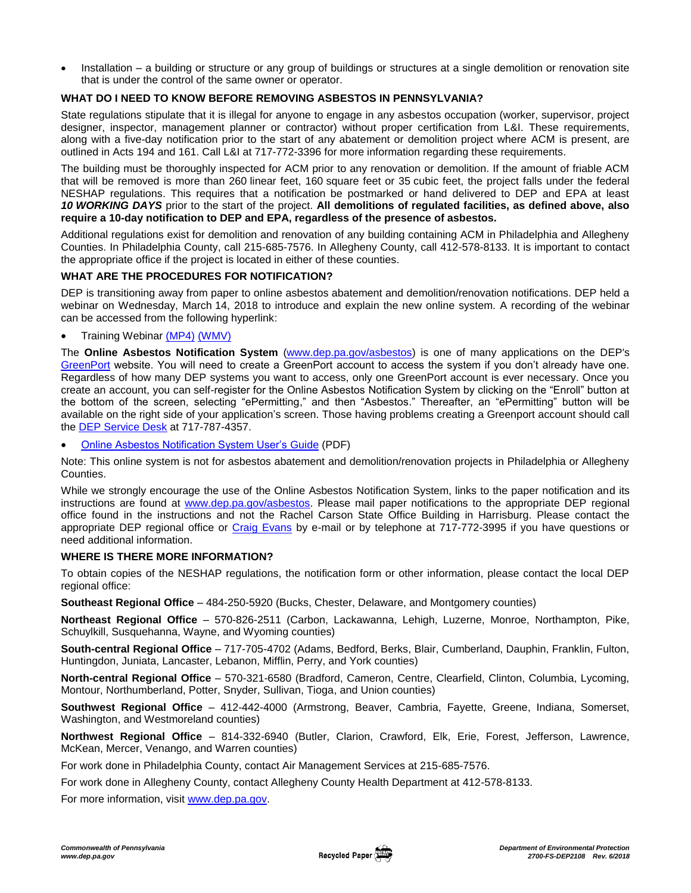- Installation – a building or structure or any group of buildings or structures at a single demolition or renovation site that is under the control of the same owner or operator.

**WHAT DO I NEED TO KNOW BEFORE REMOVING ASBESTOS IN PENNSYLVANIA?**

State regulations stipulate that it is illegal for anyone to engage in any asbestos occupation (worker, supervisor, project designer, inspector, management planner or contractor) without proper certification from L&I. These requirements, along with a five-day notification prior to the start of any abatement or demolition project where ACM is present, are outlined in Acts 194 and 161. Call L&I at 717-772-3396 for more information regarding these requirements.

The building must be thoroughly inspected for ACM prior to any renovation or demolition. If the amount of friable ACM that will be removed is more than 260 linear feet, 160 square feet or 35 cubic feet, the project falls under the federal NESHAP regulations. This requires that a notification be postmarked or hand delivered to DEP and EPA at least ***10 WORKING DAYS*** prior to the start of the project. **All demolitions of regulated facilities, as defined above, also require a 10-day notification to DEP and EPA, regardless of the presence of asbestos.**

Additional regulations exist for demolition and renovation of any building containing ACM in Philadelphia and Allegheny Counties. In Philadelphia County, call 215-685-7576. In Allegheny County, call 412-578-8133. It is important to contact the appropriate office if the project is located in either of these counties.

**WHAT ARE THE PROCEDURES FOR NOTIFICATION?**

DEP is transitioning away from paper to online asbestos abatement and demolition/renovation notifications. DEP held a webinar on Wednesday, March 14, 2018 to introduce and explain the new online system. A recording of the webinar can be accessed from the following hyperlink:

- Training Webinar (MP4) (WMV)

The **Online Asbestos Notification System** (www.dep.pa.gov/asbestos) is one of many applications on the DEP's GreenPort website. You will need to create a GreenPort account to access the system if you don't already have one. Regardless of how many DEP systems you want to access, only one GreenPort account is ever necessary. Once you create an account, you can self-register for the Online Asbestos Notification System by clicking on the "Enroll" button at the bottom of the screen, selecting "ePermitting," and then "Asbestos." Thereafter, an "ePermitting" button will be available on the right side of your application's screen. Those having problems creating a Greenport account should call the DEP Service Desk at 717-787-4357.

- Online Asbestos Notification System User's Guide (PDF)

Note: This online system is not for asbestos abatement and demolition/renovation projects in Philadelphia or Allegheny Counties.

While we strongly encourage the use of the Online Asbestos Notification System, links to the paper notification and its instructions are found at www.dep.pa.gov/asbestos. Please mail paper notifications to the appropriate DEP regional office found in the instructions and not the Rachel Carson State Office Building in Harrisburg. Please contact the appropriate DEP regional office or Craig Evans by e-mail or by telephone at 717-772-3995 if you have questions or need additional information.

**WHERE IS THERE MORE INFORMATION?**

To obtain copies of the NESHAP regulations, the notification form or other information, please contact the local DEP regional office:

**Southeast Regional Office** – 484-250-5920 (Bucks, Chester, Delaware, and Montgomery counties)

**Northeast Regional Office** – 570-826-2511 (Carbon, Lackawanna, Lehigh, Luzerne, Monroe, Northampton, Pike, Schuylkill, Susquehanna, Wayne, and Wyoming counties)

**South-central Regional Office** – 717-705-4702 (Adams, Bedford, Berks, Blair, Cumberland, Dauphin, Franklin, Fulton, Huntingdon, Juniata, Lancaster, Lebanon, Mifflin, Perry, and York counties)

**North-central Regional Office** – 570-321-6580 (Bradford, Cameron, Centre, Clearfield, Clinton, Columbia, Lycoming, Montour, Northumberland, Potter, Snyder, Sullivan, Tioga, and Union counties)

**Southwest Regional Office** – 412-442-4000 (Armstrong, Beaver, Cambria, Fayette, Greene, Indiana, Somerset, Washington, and Westmoreland counties)

**Northwest Regional Office** – 814-332-6940 (Butler, Clarion, Crawford, Elk, Erie, Forest, Jefferson, Lawrence, McKean, Mercer, Venango, and Warren counties)

For work done in Philadelphia County, contact Air Management Services at 215-685-7576.

For work done in Allegheny County, contact Allegheny County Health Department at 412-578-8133.

For more information, visit www.dep.pa.gov.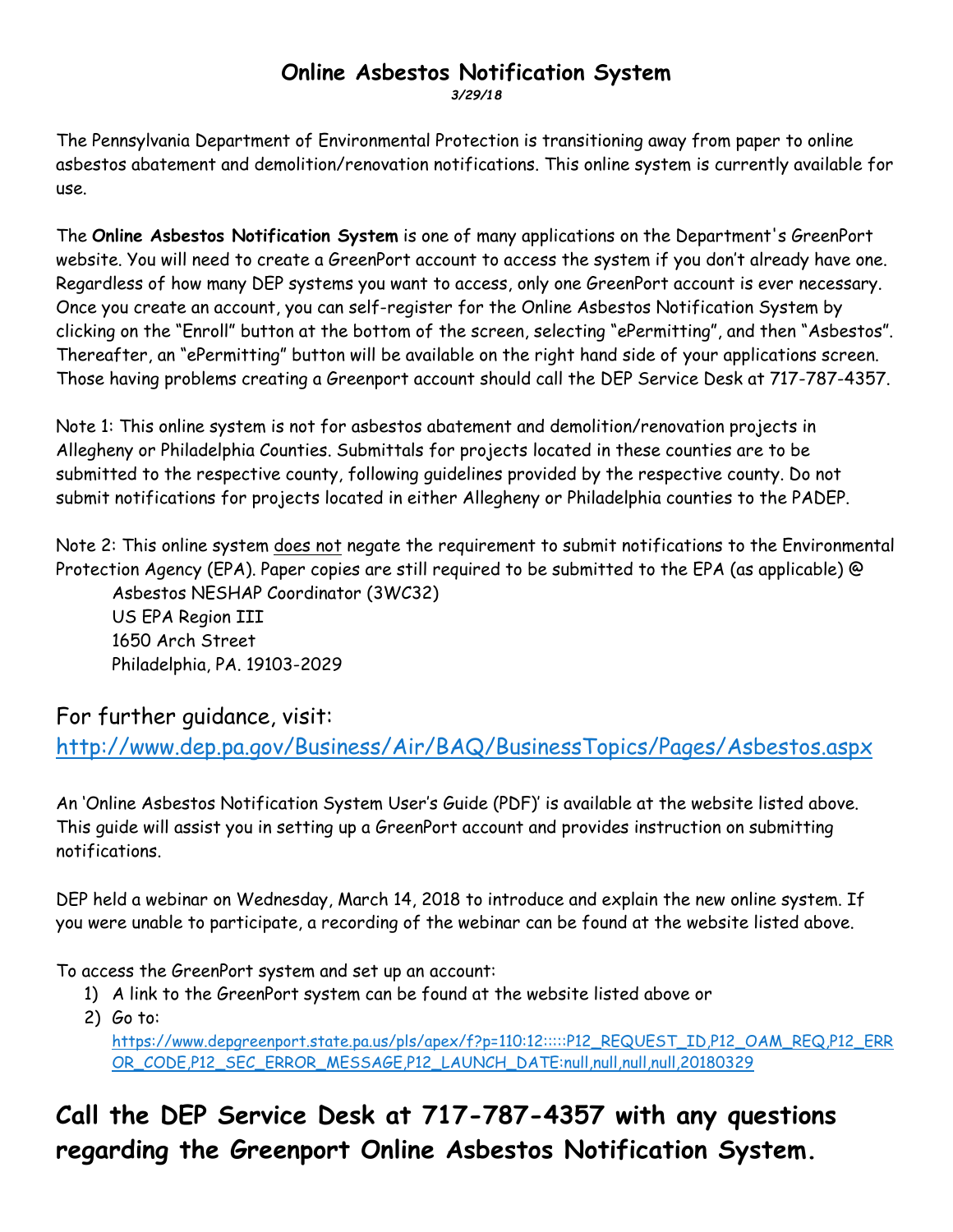# Online Asbestos Notification System

*3/29/18*

The Pennsylvania Department of Environmental Protection is transitioning away from paper to online asbestos abatement and demolition/renovation notifications. This online system is currently available for use.

The **Online Asbestos Notification System** is one of many applications on the Department's GreenPort website. You will need to create a GreenPort account to access the system if you don't already have one. Regardless of how many DEP systems you want to access, only one GreenPort account is ever necessary. Once you create an account, you can self-register for the Online Asbestos Notification System by clicking on the "Enroll" button at the bottom of the screen, selecting "ePermitting", and then "Asbestos". Thereafter, an "ePermitting" button will be available on the right hand side of your applications screen. Those having problems creating a Greenport account should call the DEP Service Desk at 717-787-4357.

Note 1: This online system is not for asbestos abatement and demolition/renovation projects in Allegheny or Philadelphia Counties. Submittals for projects located in these counties are to be submitted to the respective county, following guidelines provided by the respective county. Do not submit notifications for projects located in either Allegheny or Philadelphia counties to the PADEP.

Note 2: This online system does not negate the requirement to submit notifications to the Environmental Protection Agency (EPA). Paper copies are still required to be submitted to the EPA (as applicable) @

> Asbestos NESHAP Coordinator (3WC32)
> US EPA Region III
> 1650 Arch Street
> Philadelphia, PA. 19103-2029

## For further guidance, visit:

http://www.dep.pa.gov/Business/Air/BAQ/BusinessTopics/Pages/Asbestos.aspx

An 'Online Asbestos Notification System User's Guide (PDF)' is available at the website listed above. This guide will assist you in setting up a GreenPort account and provides instruction on submitting notifications.

DEP held a webinar on Wednesday, March 14, 2018 to introduce and explain the new online system. If you were unable to participate, a recording of the webinar can be found at the website listed above.

To access the GreenPort system and set up an account:

1) A link to the GreenPort system can be found at the website listed above or
2) Go to: https://www.depgreenport.state.pa.us/pls/apex/f?p=110:12:::::P12_REQUEST_ID,P12_OAM_REQ,P12_ERROR_CODE,P12_SEC_ERROR_MESSAGE,P12_LAUNCH_DATE:null,null,null,null,20180329

**Call the DEP Service Desk at 717-787-4357 with any questions regarding the Greenport Online Asbestos Notification System.**